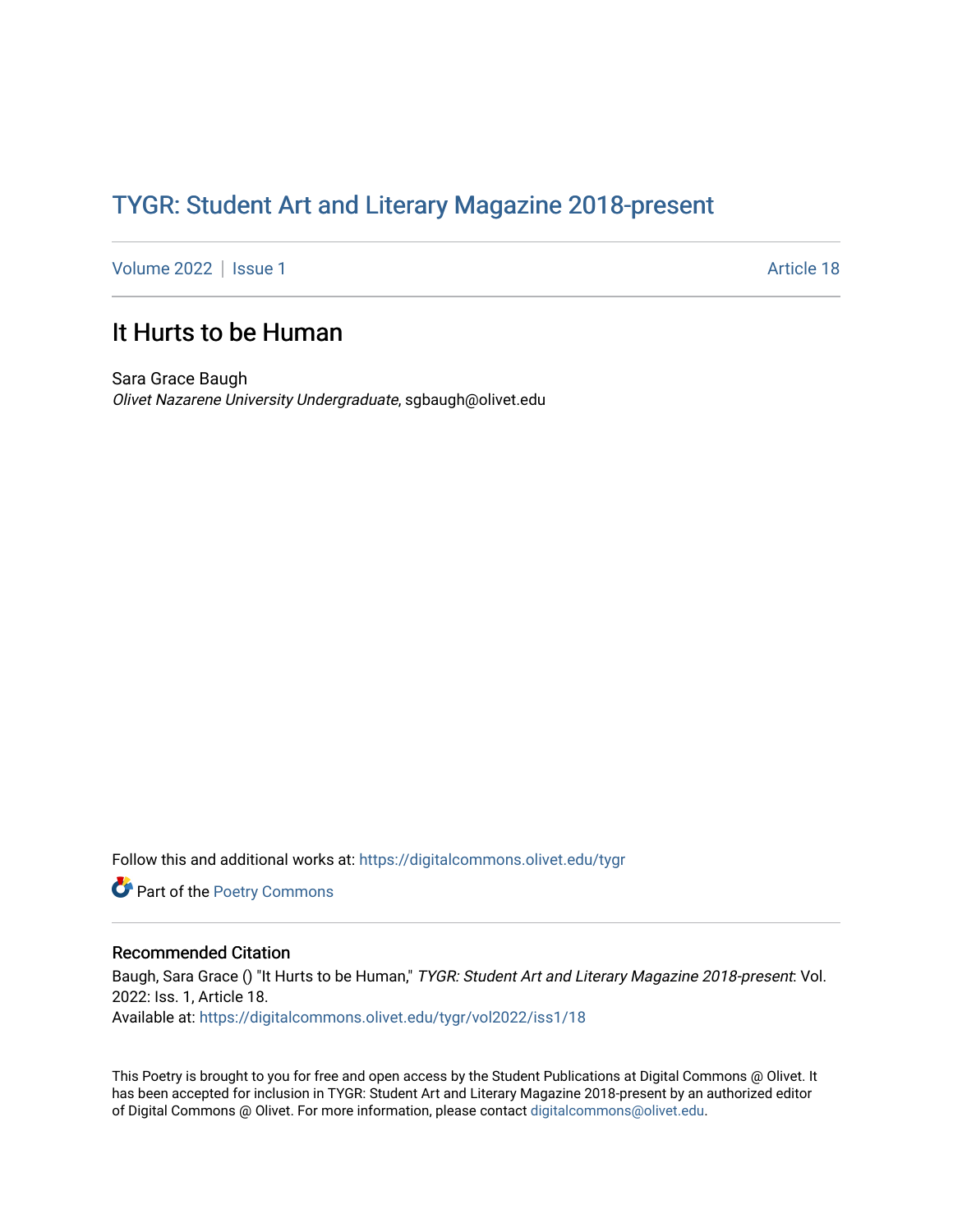TYGR: Student Art and Literary Magazine 2018-present

Volume 2022 | Issue 1 Article 18

# It Hurts to be Human

Sara Grace Baugh
*Olivet Nazarene University Undergraduate*, sgbaugh@olivet.edu

Follow this and additional works at: https://digitalcommons.olivet.edu/tygr

Part of the Poetry Commons

## Recommended Citation

Baugh, Sara Grace () "It Hurts to be Human," *TYGR: Student Art and Literary Magazine 2018-present*: Vol. 2022: Iss. 1, Article 18.
Available at: https://digitalcommons.olivet.edu/tygr/vol2022/iss1/18

This Poetry is brought to you for free and open access by the Student Publications at Digital Commons @ Olivet. It has been accepted for inclusion in TYGR: Student Art and Literary Magazine 2018-present by an authorized editor of Digital Commons @ Olivet. For more information, please contact digitalcommons@olivet.edu.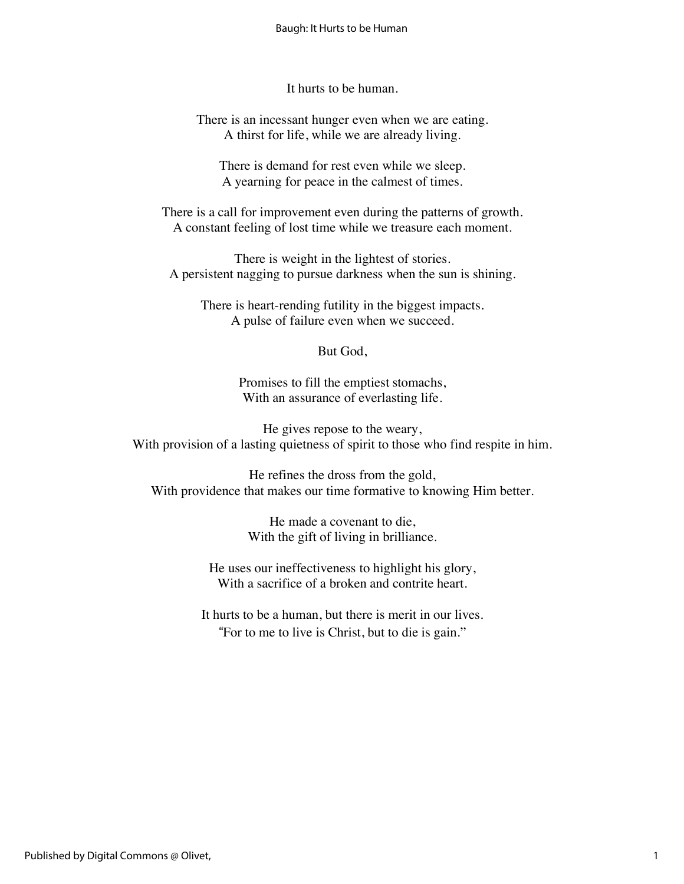It hurts to be human.

There is an incessant hunger even when we are eating.
A thirst for life, while we are already living.

There is demand for rest even while we sleep.
A yearning for peace in the calmest of times.

There is a call for improvement even during the patterns of growth.
A constant feeling of lost time while we treasure each moment.

There is weight in the lightest of stories.
A persistent nagging to pursue darkness when the sun is shining.

There is heart-rending futility in the biggest impacts.
A pulse of failure even when we succeed.

But God,

Promises to fill the emptiest stomachs,
With an assurance of everlasting life.

He gives repose to the weary,
With provision of a lasting quietness of spirit to those who find respite in him.

He refines the dross from the gold,
With providence that makes our time formative to knowing Him better.

He made a covenant to die,
With the gift of living in brilliance.

He uses our ineffectiveness to highlight his glory,
With a sacrifice of a broken and contrite heart.

It hurts to be a human, but there is merit in our lives.
"For to me to live is Christ, but to die is gain."